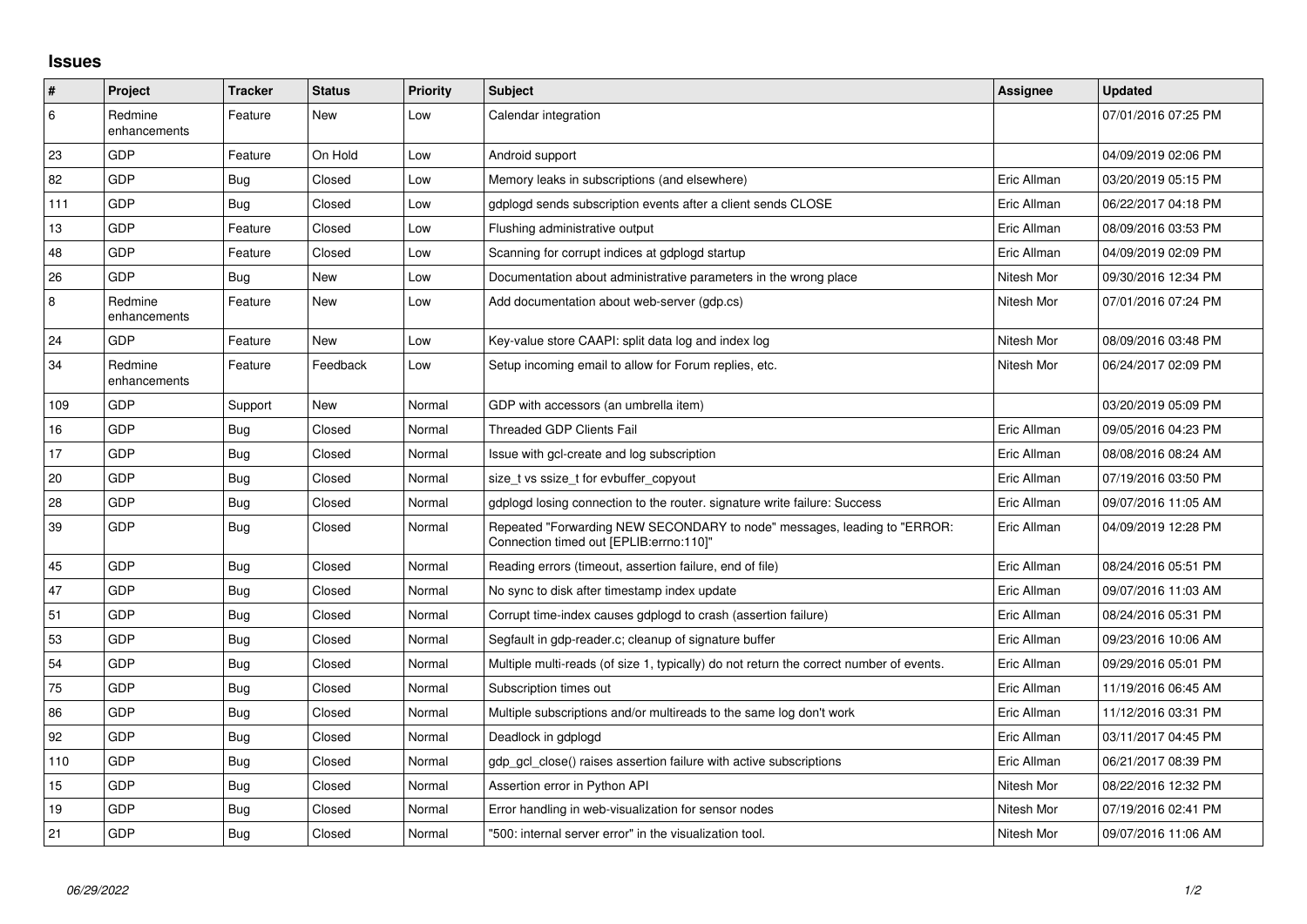## Issues

| # | Project | Tracker | Status | Priority | Subject | Assignee | Updated |
|---|---|---|---|---|---|---|---|
| 6 | Redmine enhancements | Feature | New | Low | Calendar integration | | 07/01/2016 07:25 PM |
| 23 | GDP | Feature | On Hold | Low | Android support | | 04/09/2019 02:06 PM |
| 82 | GDP | Bug | Closed | Low | Memory leaks in subscriptions (and elsewhere) | Eric Allman | 03/20/2019 05:15 PM |
| 111 | GDP | Bug | Closed | Low | gdplogd sends subscription events after a client sends CLOSE | Eric Allman | 06/22/2017 04:18 PM |
| 13 | GDP | Feature | Closed | Low | Flushing administrative output | Eric Allman | 08/09/2016 03:53 PM |
| 48 | GDP | Feature | Closed | Low | Scanning for corrupt indices at gdplogd startup | Eric Allman | 04/09/2019 02:09 PM |
| 26 | GDP | Bug | New | Low | Documentation about administrative parameters in the wrong place | Nitesh Mor | 09/30/2016 12:34 PM |
| 8 | Redmine enhancements | Feature | New | Low | Add documentation about web-server (gdp.cs) | Nitesh Mor | 07/01/2016 07:24 PM |
| 24 | GDP | Feature | New | Low | Key-value store CAAPI: split data log and index log | Nitesh Mor | 08/09/2016 03:48 PM |
| 34 | Redmine enhancements | Feature | Feedback | Low | Setup incoming email to allow for Forum replies, etc. | Nitesh Mor | 06/24/2017 02:09 PM |
| 109 | GDP | Support | New | Normal | GDP with accessors (an umbrella item) | | 03/20/2019 05:09 PM |
| 16 | GDP | Bug | Closed | Normal | Threaded GDP Clients Fail | Eric Allman | 09/05/2016 04:23 PM |
| 17 | GDP | Bug | Closed | Normal | Issue with gcl-create and log subscription | Eric Allman | 08/08/2016 08:24 AM |
| 20 | GDP | Bug | Closed | Normal | size_t vs ssize_t for evbuffer_copyout | Eric Allman | 07/19/2016 03:50 PM |
| 28 | GDP | Bug | Closed | Normal | gdplogd losing connection to the router. signature write failure: Success | Eric Allman | 09/07/2016 11:05 AM |
| 39 | GDP | Bug | Closed | Normal | Repeated "Forwarding NEW SECONDARY to node" messages, leading to "ERROR: Connection timed out [EPLIB:errno:110]" | Eric Allman | 04/09/2019 12:28 PM |
| 45 | GDP | Bug | Closed | Normal | Reading errors (timeout, assertion failure, end of file) | Eric Allman | 08/24/2016 05:51 PM |
| 47 | GDP | Bug | Closed | Normal | No sync to disk after timestamp index update | Eric Allman | 09/07/2016 11:03 AM |
| 51 | GDP | Bug | Closed | Normal | Corrupt time-index causes gdplogd to crash (assertion failure) | Eric Allman | 08/24/2016 05:31 PM |
| 53 | GDP | Bug | Closed | Normal | Segfault in gdp-reader.c; cleanup of signature buffer | Eric Allman | 09/23/2016 10:06 AM |
| 54 | GDP | Bug | Closed | Normal | Multiple multi-reads (of size 1, typically) do not return the correct number of events. | Eric Allman | 09/29/2016 05:01 PM |
| 75 | GDP | Bug | Closed | Normal | Subscription times out | Eric Allman | 11/19/2016 06:45 AM |
| 86 | GDP | Bug | Closed | Normal | Multiple subscriptions and/or multireads to the same log don't work | Eric Allman | 11/12/2016 03:31 PM |
| 92 | GDP | Bug | Closed | Normal | Deadlock in gdplogd | Eric Allman | 03/11/2017 04:45 PM |
| 110 | GDP | Bug | Closed | Normal | gdp_gcl_close() raises assertion failure with active subscriptions | Eric Allman | 06/21/2017 08:39 PM |
| 15 | GDP | Bug | Closed | Normal | Assertion error in Python API | Nitesh Mor | 08/22/2016 12:32 PM |
| 19 | GDP | Bug | Closed | Normal | Error handling in web-visualization for sensor nodes | Nitesh Mor | 07/19/2016 02:41 PM |
| 21 | GDP | Bug | Closed | Normal | "500: internal server error" in the visualization tool. | Nitesh Mor | 09/07/2016 11:06 AM |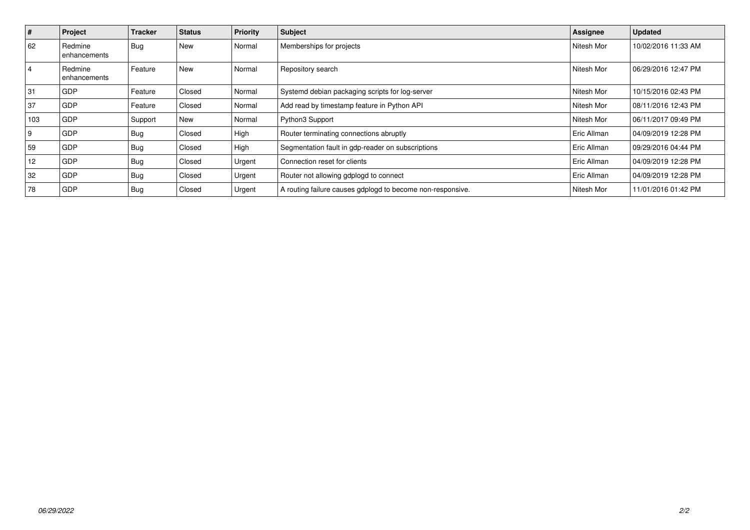| # | Project | Tracker | Status | Priority | Subject | Assignee | Updated |
|---|---|---|---|---|---|---|---|
| 62 | Redmine enhancements | Bug | New | Normal | Memberships for projects | Nitesh Mor | 10/02/2016 11:33 AM |
| 4 | Redmine enhancements | Feature | New | Normal | Repository search | Nitesh Mor | 06/29/2016 12:47 PM |
| 31 | GDP | Feature | Closed | Normal | Systemd debian packaging scripts for log-server | Nitesh Mor | 10/15/2016 02:43 PM |
| 37 | GDP | Feature | Closed | Normal | Add read by timestamp feature in Python API | Nitesh Mor | 08/11/2016 12:43 PM |
| 103 | GDP | Support | New | Normal | Python3 Support | Nitesh Mor | 06/11/2017 09:49 PM |
| 9 | GDP | Bug | Closed | High | Router terminating connections abruptly | Eric Allman | 04/09/2019 12:28 PM |
| 59 | GDP | Bug | Closed | High | Segmentation fault in gdp-reader on subscriptions | Eric Allman | 09/29/2016 04:44 PM |
| 12 | GDP | Bug | Closed | Urgent | Connection reset for clients | Eric Allman | 04/09/2019 12:28 PM |
| 32 | GDP | Bug | Closed | Urgent | Router not allowing gdplogd to connect | Eric Allman | 04/09/2019 12:28 PM |
| 78 | GDP | Bug | Closed | Urgent | A routing failure causes gdplogd to become non-responsive. | Nitesh Mor | 11/01/2016 01:42 PM |